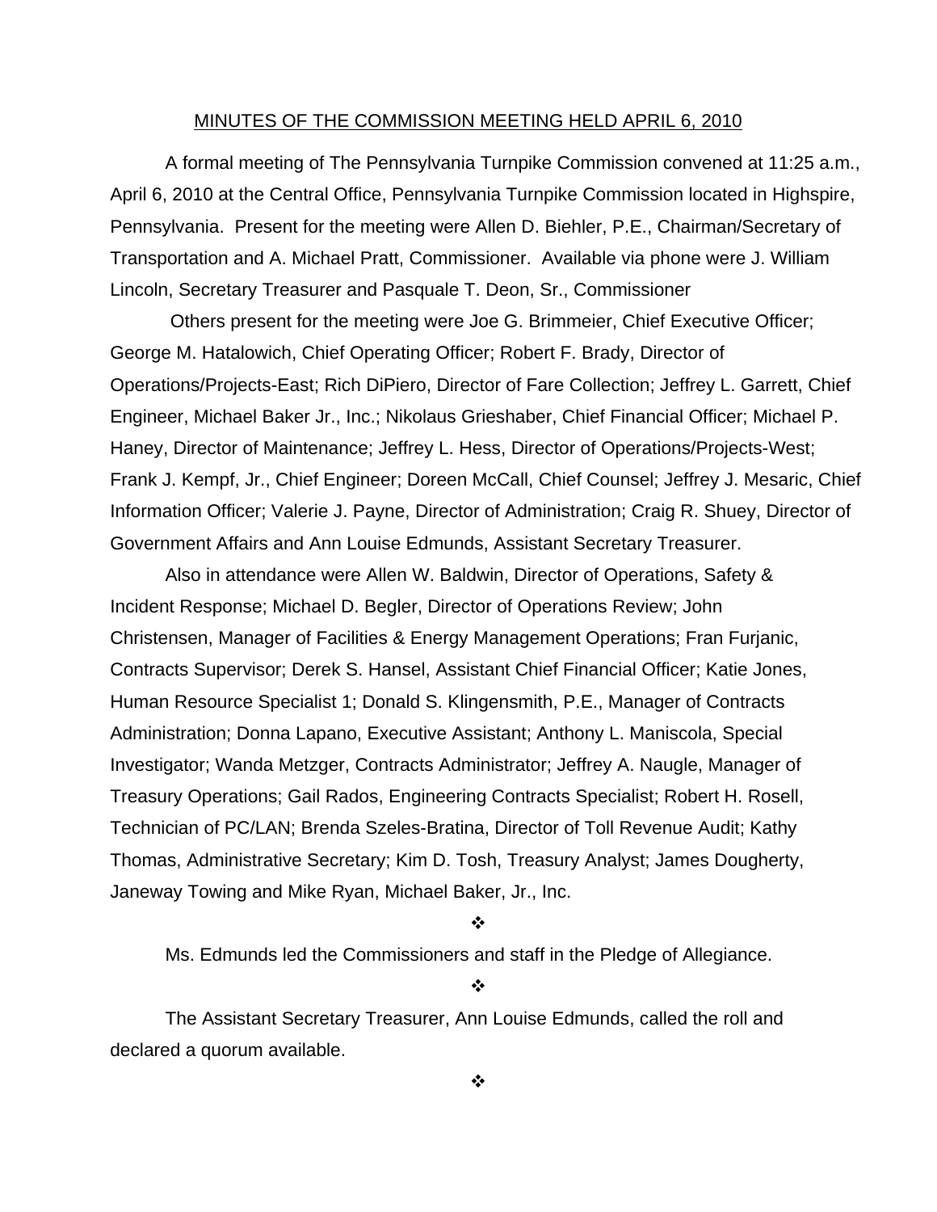MINUTES OF THE COMMISSION MEETING HELD APRIL 6, 2010

A formal meeting of The Pennsylvania Turnpike Commission convened at 11:25 a.m., April 6, 2010 at the Central Office, Pennsylvania Turnpike Commission located in Highspire, Pennsylvania. Present for the meeting were Allen D. Biehler, P.E., Chairman/Secretary of Transportation and A. Michael Pratt, Commissioner. Available via phone were J. William Lincoln, Secretary Treasurer and Pasquale T. Deon, Sr., Commissioner

Others present for the meeting were Joe G. Brimmeier, Chief Executive Officer; George M. Hatalowich, Chief Operating Officer; Robert F. Brady, Director of Operations/Projects-East; Rich DiPiero, Director of Fare Collection; Jeffrey L. Garrett, Chief Engineer, Michael Baker Jr., Inc.; Nikolaus Grieshaber, Chief Financial Officer; Michael P. Haney, Director of Maintenance; Jeffrey L. Hess, Director of Operations/Projects-West; Frank J. Kempf, Jr., Chief Engineer; Doreen McCall, Chief Counsel; Jeffrey J. Mesaric, Chief Information Officer; Valerie J. Payne, Director of Administration; Craig R. Shuey, Director of Government Affairs and Ann Louise Edmunds, Assistant Secretary Treasurer.

Also in attendance were Allen W. Baldwin, Director of Operations, Safety & Incident Response; Michael D. Begler, Director of Operations Review; John Christensen, Manager of Facilities & Energy Management Operations; Fran Furjanic, Contracts Supervisor; Derek S. Hansel, Assistant Chief Financial Officer; Katie Jones, Human Resource Specialist 1; Donald S. Klingensmith, P.E., Manager of Contracts Administration; Donna Lapano, Executive Assistant; Anthony L. Maniscola, Special Investigator; Wanda Metzger, Contracts Administrator; Jeffrey A. Naugle, Manager of Treasury Operations; Gail Rados, Engineering Contracts Specialist; Robert H. Rosell, Technician of PC/LAN; Brenda Szeles-Bratina, Director of Toll Revenue Audit; Kathy Thomas, Administrative Secretary; Kim D. Tosh, Treasury Analyst; James Dougherty, Janeway Towing and Mike Ryan, Michael Baker, Jr., Inc.

❖

Ms. Edmunds led the Commissioners and staff in the Pledge of Allegiance.

❖

The Assistant Secretary Treasurer, Ann Louise Edmunds, called the roll and declared a quorum available.

❖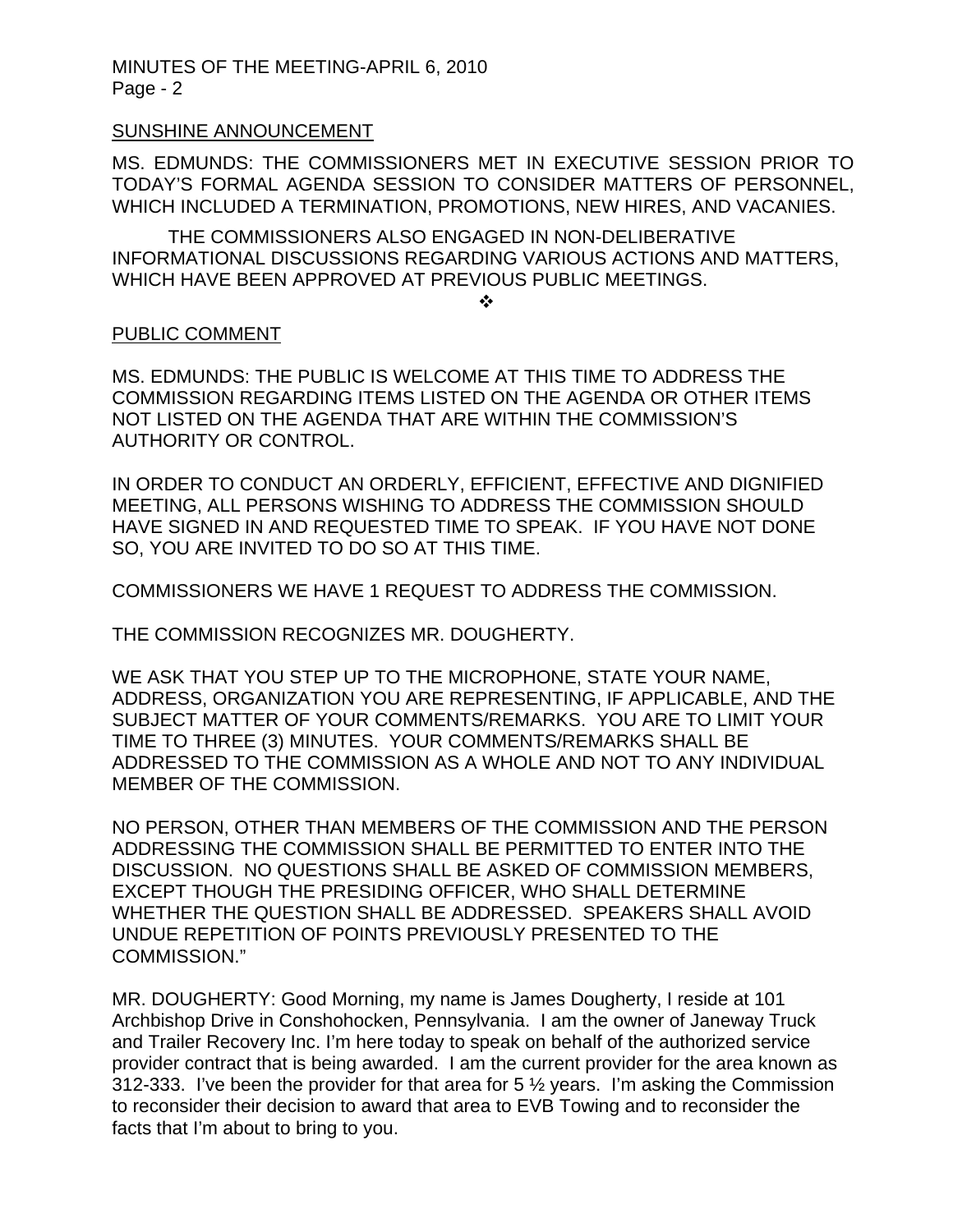SUNSHINE ANNOUNCEMENT

MS. EDMUNDS: THE COMMISSIONERS MET IN EXECUTIVE SESSION PRIOR TO TODAY'S FORMAL AGENDA SESSION TO CONSIDER MATTERS OF PERSONNEL, WHICH INCLUDED A TERMINATION, PROMOTIONS, NEW HIRES, AND VACANIES.

THE COMMISSIONERS ALSO ENGAGED IN NON-DELIBERATIVE INFORMATIONAL DISCUSSIONS REGARDING VARIOUS ACTIONS AND MATTERS, WHICH HAVE BEEN APPROVED AT PREVIOUS PUBLIC MEETINGS.

❖

PUBLIC COMMENT

MS. EDMUNDS: THE PUBLIC IS WELCOME AT THIS TIME TO ADDRESS THE COMMISSION REGARDING ITEMS LISTED ON THE AGENDA OR OTHER ITEMS NOT LISTED ON THE AGENDA THAT ARE WITHIN THE COMMISSION'S AUTHORITY OR CONTROL.

IN ORDER TO CONDUCT AN ORDERLY, EFFICIENT, EFFECTIVE AND DIGNIFIED MEETING, ALL PERSONS WISHING TO ADDRESS THE COMMISSION SHOULD HAVE SIGNED IN AND REQUESTED TIME TO SPEAK. IF YOU HAVE NOT DONE SO, YOU ARE INVITED TO DO SO AT THIS TIME.

COMMISSIONERS WE HAVE 1 REQUEST TO ADDRESS THE COMMISSION.

THE COMMISSION RECOGNIZES MR. DOUGHERTY.

WE ASK THAT YOU STEP UP TO THE MICROPHONE, STATE YOUR NAME, ADDRESS, ORGANIZATION YOU ARE REPRESENTING, IF APPLICABLE, AND THE SUBJECT MATTER OF YOUR COMMENTS/REMARKS. YOU ARE TO LIMIT YOUR TIME TO THREE (3) MINUTES. YOUR COMMENTS/REMARKS SHALL BE ADDRESSED TO THE COMMISSION AS A WHOLE AND NOT TO ANY INDIVIDUAL MEMBER OF THE COMMISSION.

NO PERSON, OTHER THAN MEMBERS OF THE COMMISSION AND THE PERSON ADDRESSING THE COMMISSION SHALL BE PERMITTED TO ENTER INTO THE DISCUSSION. NO QUESTIONS SHALL BE ASKED OF COMMISSION MEMBERS, EXCEPT THOUGH THE PRESIDING OFFICER, WHO SHALL DETERMINE WHETHER THE QUESTION SHALL BE ADDRESSED. SPEAKERS SHALL AVOID UNDUE REPETITION OF POINTS PREVIOUSLY PRESENTED TO THE COMMISSION."

MR. DOUGHERTY: Good Morning, my name is James Dougherty, I reside at 101 Archbishop Drive in Conshohocken, Pennsylvania. I am the owner of Janeway Truck and Trailer Recovery Inc. I'm here today to speak on behalf of the authorized service provider contract that is being awarded. I am the current provider for the area known as 312-333. I've been the provider for that area for 5 ½ years. I'm asking the Commission to reconsider their decision to award that area to EVB Towing and to reconsider the facts that I'm about to bring to you.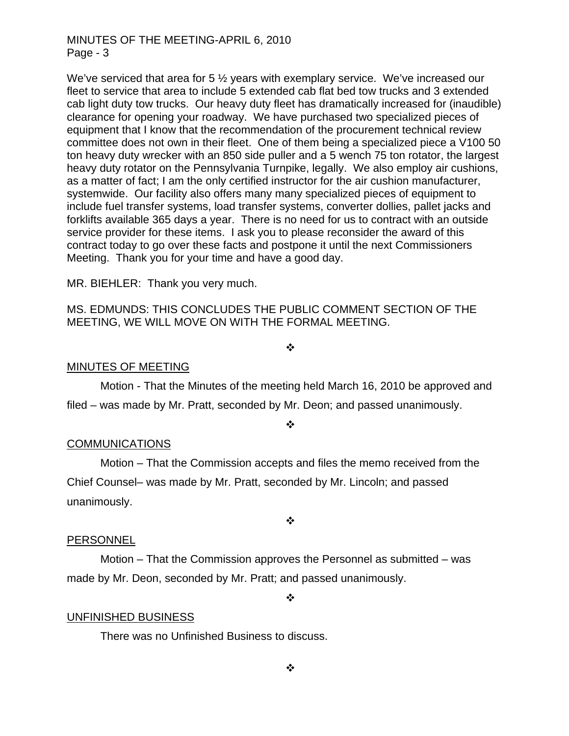We've serviced that area for 5 ½ years with exemplary service. We've increased our fleet to service that area to include 5 extended cab flat bed tow trucks and 3 extended cab light duty tow trucks. Our heavy duty fleet has dramatically increased for (inaudible) clearance for opening your roadway. We have purchased two specialized pieces of equipment that I know that the recommendation of the procurement technical review committee does not own in their fleet. One of them being a specialized piece a V100 50 ton heavy duty wrecker with an 850 side puller and a 5 wench 75 ton rotator, the largest heavy duty rotator on the Pennsylvania Turnpike, legally. We also employ air cushions, as a matter of fact; I am the only certified instructor for the air cushion manufacturer, systemwide. Our facility also offers many many specialized pieces of equipment to include fuel transfer systems, load transfer systems, converter dollies, pallet jacks and forklifts available 365 days a year. There is no need for us to contract with an outside service provider for these items. I ask you to please reconsider the award of this contract today to go over these facts and postpone it until the next Commissioners Meeting. Thank you for your time and have a good day.

MR. BIEHLER: Thank you very much.

MS. EDMUNDS: THIS CONCLUDES THE PUBLIC COMMENT SECTION OF THE MEETING, WE WILL MOVE ON WITH THE FORMAL MEETING.

❖

## MINUTES OF MEETING

Motion - That the Minutes of the meeting held March 16, 2010 be approved and filed – was made by Mr. Pratt, seconded by Mr. Deon; and passed unanimously.

❖

## COMMUNICATIONS

Motion – That the Commission accepts and files the memo received from the Chief Counsel– was made by Mr. Pratt, seconded by Mr. Lincoln; and passed unanimously.

❖

## PERSONNEL

Motion – That the Commission approves the Personnel as submitted – was made by Mr. Deon, seconded by Mr. Pratt; and passed unanimously.

❖

## UNFINISHED BUSINESS

There was no Unfinished Business to discuss.

❖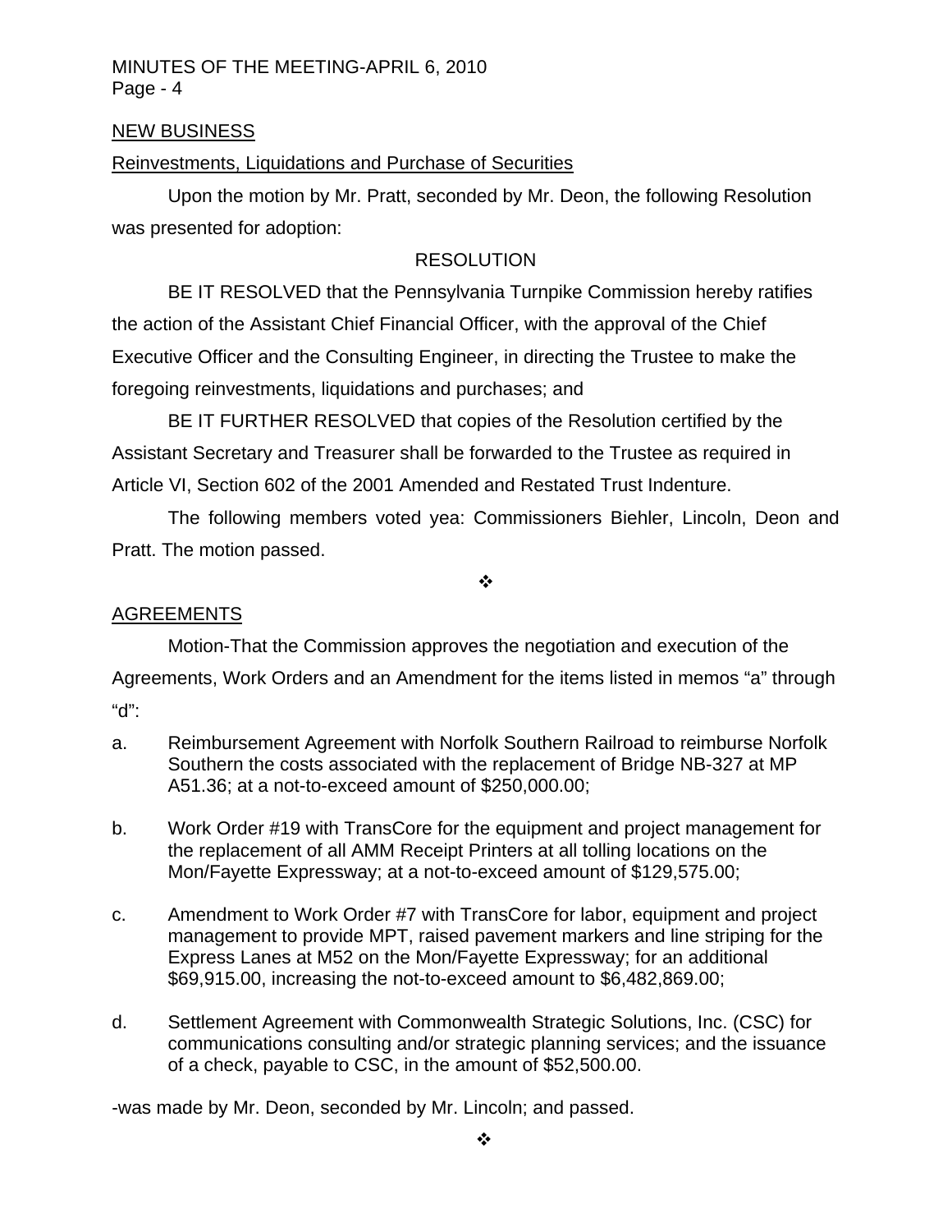## NEW BUSINESS

### Reinvestments, Liquidations and Purchase of Securities

Upon the motion by Mr. Pratt, seconded by Mr. Deon, the following Resolution was presented for adoption:

RESOLUTION

BE IT RESOLVED that the Pennsylvania Turnpike Commission hereby ratifies the action of the Assistant Chief Financial Officer, with the approval of the Chief Executive Officer and the Consulting Engineer, in directing the Trustee to make the foregoing reinvestments, liquidations and purchases; and

BE IT FURTHER RESOLVED that copies of the Resolution certified by the Assistant Secretary and Treasurer shall be forwarded to the Trustee as required in Article VI, Section 602 of the 2001 Amended and Restated Trust Indenture.

The following members voted yea: Commissioners Biehler, Lincoln, Deon and Pratt. The motion passed.

❖

### AGREEMENTS

Motion-That the Commission approves the negotiation and execution of the Agreements, Work Orders and an Amendment for the items listed in memos “a” through “d”:

a. Reimbursement Agreement with Norfolk Southern Railroad to reimburse Norfolk Southern the costs associated with the replacement of Bridge NB-327 at MP A51.36; at a not-to-exceed amount of $250,000.00;

b. Work Order #19 with TransCore for the equipment and project management for the replacement of all AMM Receipt Printers at all tolling locations on the Mon/Fayette Expressway; at a not-to-exceed amount of $129,575.00;

c. Amendment to Work Order #7 with TransCore for labor, equipment and project management to provide MPT, raised pavement markers and line striping for the Express Lanes at M52 on the Mon/Fayette Expressway; for an additional $69,915.00, increasing the not-to-exceed amount to $6,482,869.00;

d. Settlement Agreement with Commonwealth Strategic Solutions, Inc. (CSC) for communications consulting and/or strategic planning services; and the issuance of a check, payable to CSC, in the amount of $52,500.00.

-was made by Mr. Deon, seconded by Mr. Lincoln; and passed.

❖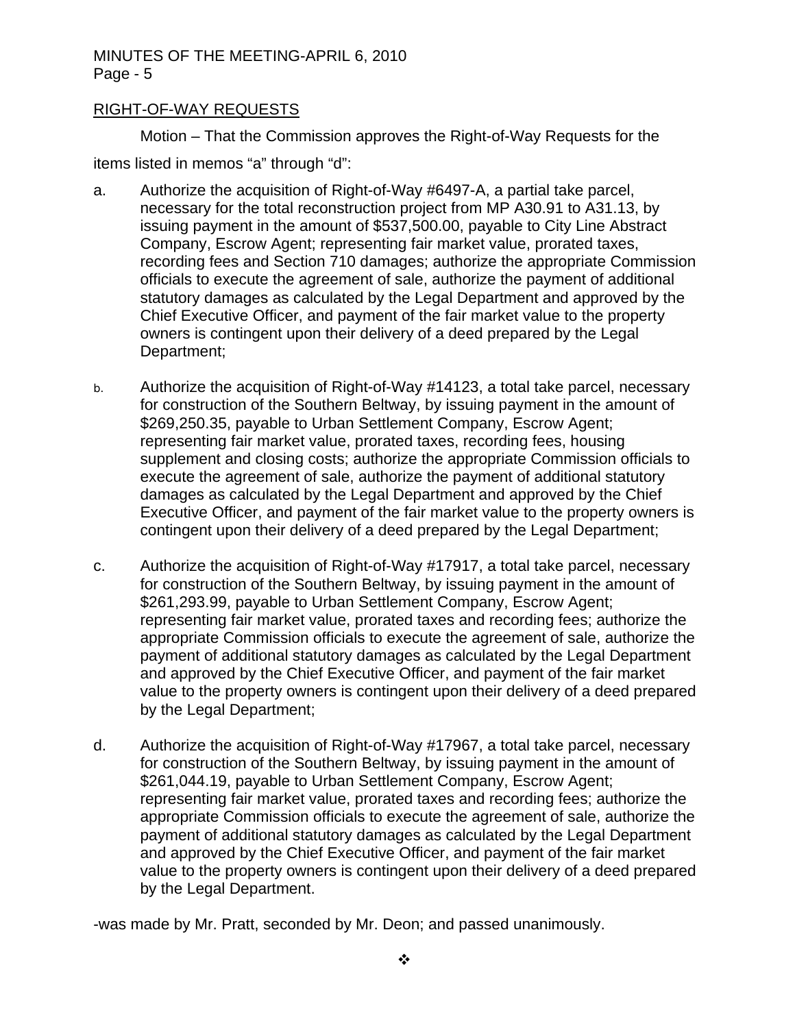## RIGHT-OF-WAY REQUESTS

Motion – That the Commission approves the Right-of-Way Requests for the items listed in memos "a" through "d":

a. Authorize the acquisition of Right-of-Way #6497-A, a partial take parcel, necessary for the total reconstruction project from MP A30.91 to A31.13, by issuing payment in the amount of $537,500.00, payable to City Line Abstract Company, Escrow Agent; representing fair market value, prorated taxes, recording fees and Section 710 damages; authorize the appropriate Commission officials to execute the agreement of sale, authorize the payment of additional statutory damages as calculated by the Legal Department and approved by the Chief Executive Officer, and payment of the fair market value to the property owners is contingent upon their delivery of a deed prepared by the Legal Department;

b. Authorize the acquisition of Right-of-Way #14123, a total take parcel, necessary for construction of the Southern Beltway, by issuing payment in the amount of $269,250.35, payable to Urban Settlement Company, Escrow Agent; representing fair market value, prorated taxes, recording fees, housing supplement and closing costs; authorize the appropriate Commission officials to execute the agreement of sale, authorize the payment of additional statutory damages as calculated by the Legal Department and approved by the Chief Executive Officer, and payment of the fair market value to the property owners is contingent upon their delivery of a deed prepared by the Legal Department;

c. Authorize the acquisition of Right-of-Way #17917, a total take parcel, necessary for construction of the Southern Beltway, by issuing payment in the amount of $261,293.99, payable to Urban Settlement Company, Escrow Agent; representing fair market value, prorated taxes and recording fees; authorize the appropriate Commission officials to execute the agreement of sale, authorize the payment of additional statutory damages as calculated by the Legal Department and approved by the Chief Executive Officer, and payment of the fair market value to the property owners is contingent upon their delivery of a deed prepared by the Legal Department;

d. Authorize the acquisition of Right-of-Way #17967, a total take parcel, necessary for construction of the Southern Beltway, by issuing payment in the amount of $261,044.19, payable to Urban Settlement Company, Escrow Agent; representing fair market value, prorated taxes and recording fees; authorize the appropriate Commission officials to execute the agreement of sale, authorize the payment of additional statutory damages as calculated by the Legal Department and approved by the Chief Executive Officer, and payment of the fair market value to the property owners is contingent upon their delivery of a deed prepared by the Legal Department.

-was made by Mr. Pratt, seconded by Mr. Deon; and passed unanimously.

❖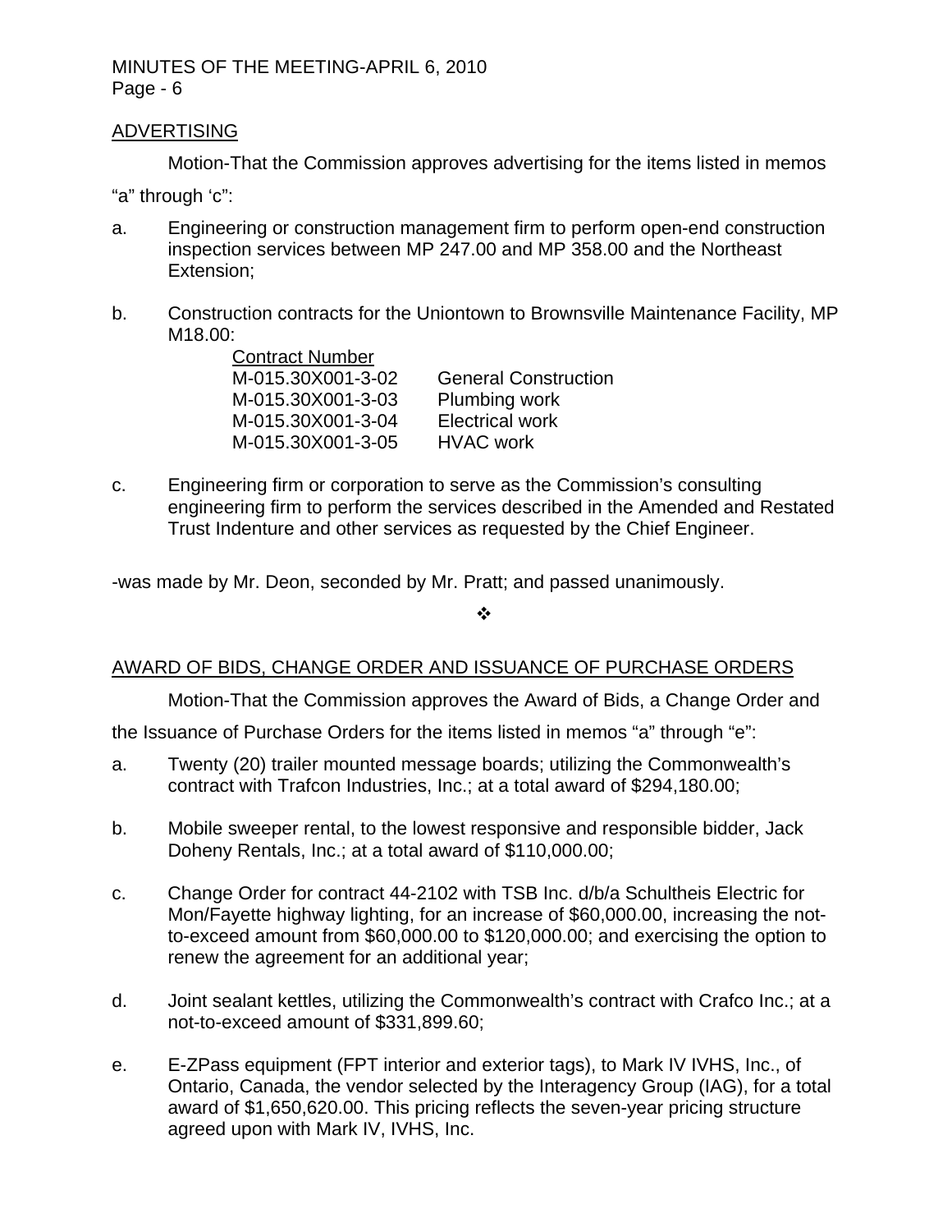## ADVERTISING

Motion-That the Commission approves advertising for the items listed in memos "a" through 'c":

a. Engineering or construction management firm to perform open-end construction inspection services between MP 247.00 and MP 358.00 and the Northeast Extension;

b. Construction contracts for the Uniontown to Brownsville Maintenance Facility, MP M18.00:

| Contract Number | |
|---|---|
| M-015.30X001-3-02 | General Construction |
| M-015.30X001-3-03 | Plumbing work |
| M-015.30X001-3-04 | Electrical work |
| M-015.30X001-3-05 | HVAC work |

c. Engineering firm or corporation to serve as the Commission's consulting engineering firm to perform the services described in the Amended and Restated Trust Indenture and other services as requested by the Chief Engineer.

-was made by Mr. Deon, seconded by Mr. Pratt; and passed unanimously.

❖

## AWARD OF BIDS, CHANGE ORDER AND ISSUANCE OF PURCHASE ORDERS

Motion-That the Commission approves the Award of Bids, a Change Order and the Issuance of Purchase Orders for the items listed in memos "a" through "e":

a. Twenty (20) trailer mounted message boards; utilizing the Commonwealth's contract with Trafcon Industries, Inc.; at a total award of $294,180.00;

b. Mobile sweeper rental, to the lowest responsive and responsible bidder, Jack Doheny Rentals, Inc.; at a total award of $110,000.00;

c. Change Order for contract 44-2102 with TSB Inc. d/b/a Schultheis Electric for Mon/Fayette highway lighting, for an increase of $60,000.00, increasing the not-to-exceed amount from $60,000.00 to $120,000.00; and exercising the option to renew the agreement for an additional year;

d. Joint sealant kettles, utilizing the Commonwealth's contract with Crafco Inc.; at a not-to-exceed amount of $331,899.60;

e. E-ZPass equipment (FPT interior and exterior tags), to Mark IV IVHS, Inc., of Ontario, Canada, the vendor selected by the Interagency Group (IAG), for a total award of $1,650,620.00. This pricing reflects the seven-year pricing structure agreed upon with Mark IV, IVHS, Inc.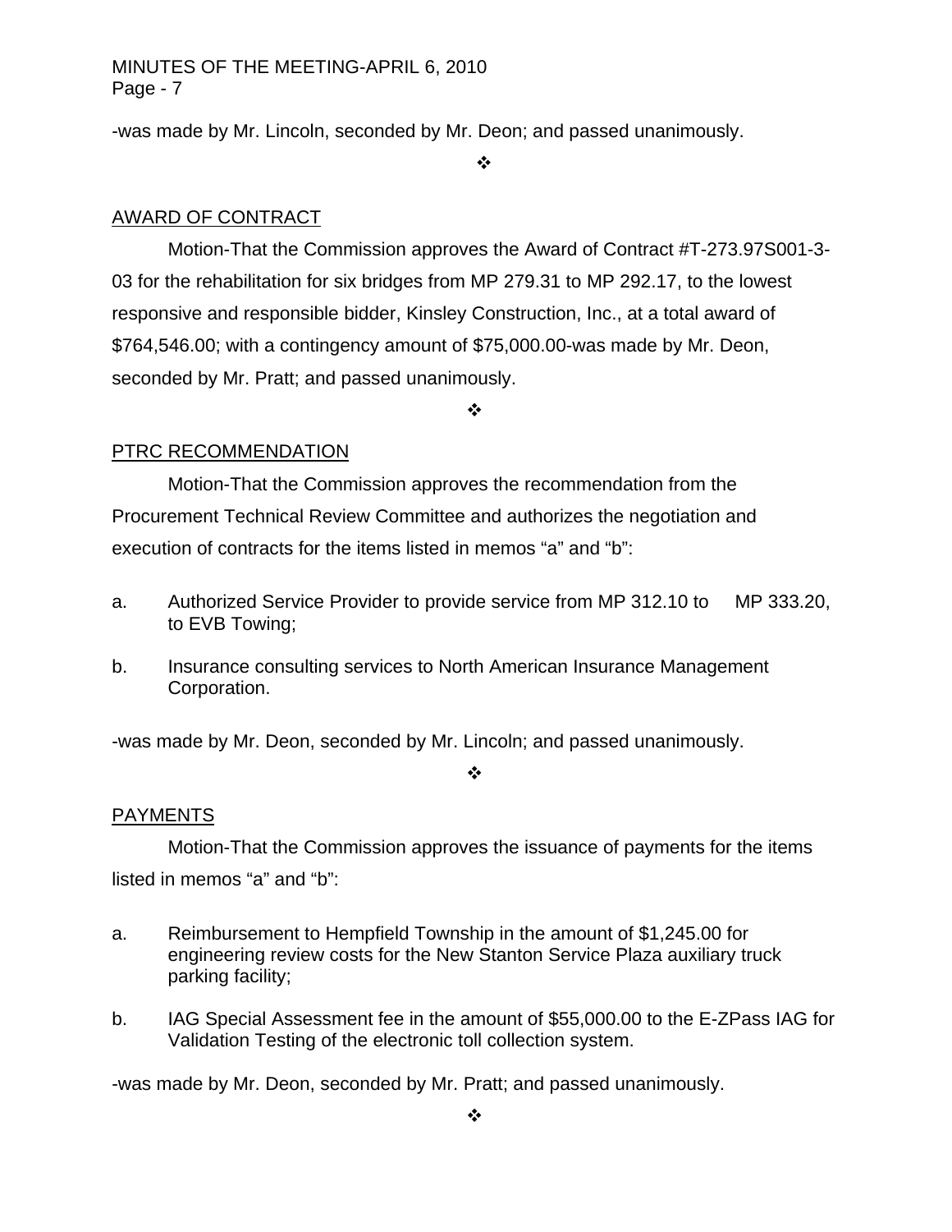-was made by Mr. Lincoln, seconded by Mr. Deon; and passed unanimously.

❖

AWARD OF CONTRACT

Motion-That the Commission approves the Award of Contract #T-273.97S001-3-03 for the rehabilitation for six bridges from MP 279.31 to MP 292.17, to the lowest responsive and responsible bidder, Kinsley Construction, Inc., at a total award of $764,546.00; with a contingency amount of $75,000.00-was made by Mr. Deon, seconded by Mr. Pratt; and passed unanimously.

❖

PTRC RECOMMENDATION

Motion-That the Commission approves the recommendation from the Procurement Technical Review Committee and authorizes the negotiation and execution of contracts for the items listed in memos "a" and "b":

a. Authorized Service Provider to provide service from MP 312.10 to MP 333.20, to EVB Towing;

b. Insurance consulting services to North American Insurance Management Corporation.

-was made by Mr. Deon, seconded by Mr. Lincoln; and passed unanimously.

❖

PAYMENTS

Motion-That the Commission approves the issuance of payments for the items listed in memos "a" and "b":

a. Reimbursement to Hempfield Township in the amount of $1,245.00 for engineering review costs for the New Stanton Service Plaza auxiliary truck parking facility;

b. IAG Special Assessment fee in the amount of $55,000.00 to the E-ZPass IAG for Validation Testing of the electronic toll collection system.

-was made by Mr. Deon, seconded by Mr. Pratt; and passed unanimously.

❖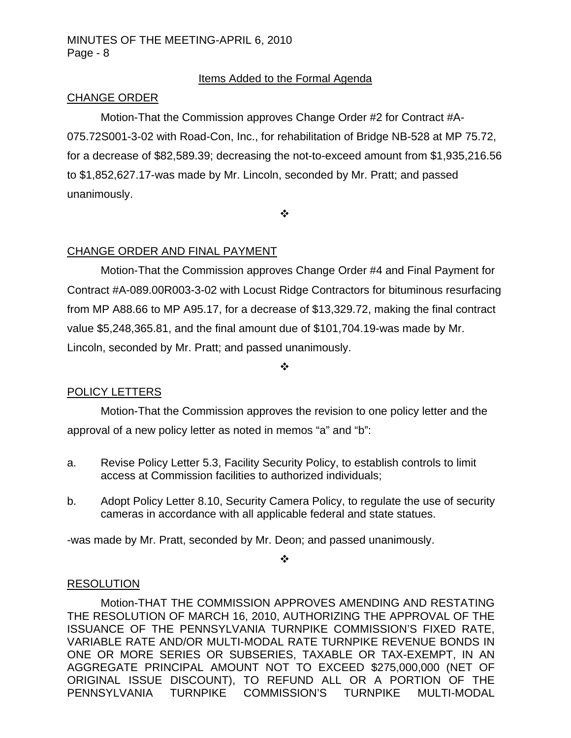## Items Added to the Formal Agenda

### CHANGE ORDER

Motion-That the Commission approves Change Order #2 for Contract #A-075.72S001-3-02 with Road-Con, Inc., for rehabilitation of Bridge NB-528 at MP 75.72, for a decrease of $82,589.39; decreasing the not-to-exceed amount from $1,935,216.56 to $1,852,627.17-was made by Mr. Lincoln, seconded by Mr. Pratt; and passed unanimously.

❖

### CHANGE ORDER AND FINAL PAYMENT

Motion-That the Commission approves Change Order #4 and Final Payment for Contract #A-089.00R003-3-02 with Locust Ridge Contractors for bituminous resurfacing from MP A88.66 to MP A95.17, for a decrease of $13,329.72, making the final contract value $5,248,365.81, and the final amount due of $101,704.19-was made by Mr. Lincoln, seconded by Mr. Pratt; and passed unanimously.

❖

### POLICY LETTERS

Motion-That the Commission approves the revision to one policy letter and the approval of a new policy letter as noted in memos "a" and "b":

a. Revise Policy Letter 5.3, Facility Security Policy, to establish controls to limit access at Commission facilities to authorized individuals;

b. Adopt Policy Letter 8.10, Security Camera Policy, to regulate the use of security cameras in accordance with all applicable federal and state statues.

-was made by Mr. Pratt, seconded by Mr. Deon; and passed unanimously.

❖

### RESOLUTION

Motion-THAT THE COMMISSION APPROVES AMENDING AND RESTATING THE RESOLUTION OF MARCH 16, 2010, AUTHORIZING THE APPROVAL OF THE ISSUANCE OF THE PENNSYLVANIA TURNPIKE COMMISSION'S FIXED RATE, VARIABLE RATE AND/OR MULTI-MODAL RATE TURNPIKE REVENUE BONDS IN ONE OR MORE SERIES OR SUBSERIES, TAXABLE OR TAX-EXEMPT, IN AN AGGREGATE PRINCIPAL AMOUNT NOT TO EXCEED $275,000,000 (NET OF ORIGINAL ISSUE DISCOUNT), TO REFUND ALL OR A PORTION OF THE PENNSYLVANIA TURNPIKE COMMISSION'S TURNPIKE MULTI-MODAL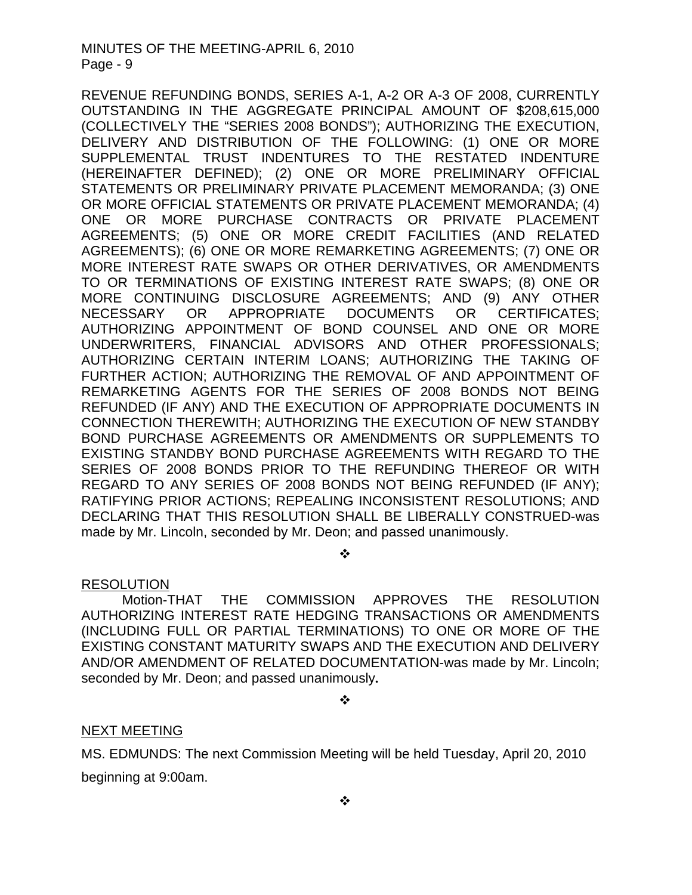REVENUE REFUNDING BONDS, SERIES A-1, A-2 OR A-3 OF 2008, CURRENTLY OUTSTANDING IN THE AGGREGATE PRINCIPAL AMOUNT OF $208,615,000 (COLLECTIVELY THE "SERIES 2008 BONDS"); AUTHORIZING THE EXECUTION, DELIVERY AND DISTRIBUTION OF THE FOLLOWING: (1) ONE OR MORE SUPPLEMENTAL TRUST INDENTURES TO THE RESTATED INDENTURE (HEREINAFTER DEFINED); (2) ONE OR MORE PRELIMINARY OFFICIAL STATEMENTS OR PRELIMINARY PRIVATE PLACEMENT MEMORANDA; (3) ONE OR MORE OFFICIAL STATEMENTS OR PRIVATE PLACEMENT MEMORANDA; (4) ONE OR MORE PURCHASE CONTRACTS OR PRIVATE PLACEMENT AGREEMENTS; (5) ONE OR MORE CREDIT FACILITIES (AND RELATED AGREEMENTS); (6) ONE OR MORE REMARKETING AGREEMENTS; (7) ONE OR MORE INTEREST RATE SWAPS OR OTHER DERIVATIVES, OR AMENDMENTS TO OR TERMINATIONS OF EXISTING INTEREST RATE SWAPS; (8) ONE OR MORE CONTINUING DISCLOSURE AGREEMENTS; AND (9) ANY OTHER NECESSARY OR APPROPRIATE DOCUMENTS OR CERTIFICATES; AUTHORIZING APPOINTMENT OF BOND COUNSEL AND ONE OR MORE UNDERWRITERS, FINANCIAL ADVISORS AND OTHER PROFESSIONALS; AUTHORIZING CERTAIN INTERIM LOANS; AUTHORIZING THE TAKING OF FURTHER ACTION; AUTHORIZING THE REMOVAL OF AND APPOINTMENT OF REMARKETING AGENTS FOR THE SERIES OF 2008 BONDS NOT BEING REFUNDED (IF ANY) AND THE EXECUTION OF APPROPRIATE DOCUMENTS IN CONNECTION THEREWITH; AUTHORIZING THE EXECUTION OF NEW STANDBY BOND PURCHASE AGREEMENTS OR AMENDMENTS OR SUPPLEMENTS TO EXISTING STANDBY BOND PURCHASE AGREEMENTS WITH REGARD TO THE SERIES OF 2008 BONDS PRIOR TO THE REFUNDING THEREOF OR WITH REGARD TO ANY SERIES OF 2008 BONDS NOT BEING REFUNDED (IF ANY); RATIFYING PRIOR ACTIONS; REPEALING INCONSISTENT RESOLUTIONS; AND DECLARING THAT THIS RESOLUTION SHALL BE LIBERALLY CONSTRUED-was made by Mr. Lincoln, seconded by Mr. Deon; and passed unanimously.

❖

RESOLUTION

Motion-THAT THE COMMISSION APPROVES THE RESOLUTION AUTHORIZING INTEREST RATE HEDGING TRANSACTIONS OR AMENDMENTS (INCLUDING FULL OR PARTIAL TERMINATIONS) TO ONE OR MORE OF THE EXISTING CONSTANT MATURITY SWAPS AND THE EXECUTION AND DELIVERY AND/OR AMENDMENT OF RELATED DOCUMENTATION-was made by Mr. Lincoln; seconded by Mr. Deon; and passed unanimously**.**

❖

NEXT MEETING

MS. EDMUNDS: The next Commission Meeting will be held Tuesday, April 20, 2010 beginning at 9:00am.

❖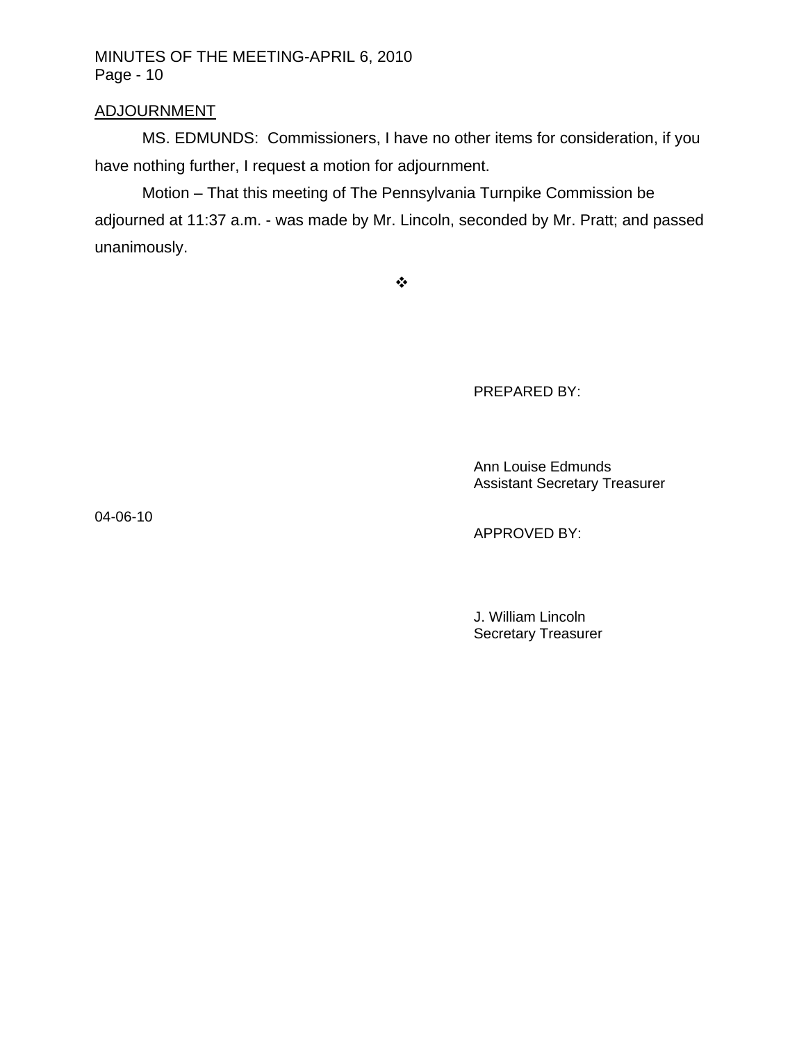## ADJOURNMENT

MS. EDMUNDS: Commissioners, I have no other items for consideration, if you have nothing further, I request a motion for adjournment.

Motion – That this meeting of The Pennsylvania Turnpike Commission be adjourned at 11:37 a.m. - was made by Mr. Lincoln, seconded by Mr. Pratt; and passed unanimously.

❖

PREPARED BY:

Ann Louise Edmunds
Assistant Secretary Treasurer

04-06-10

APPROVED BY:

J. William Lincoln
Secretary Treasurer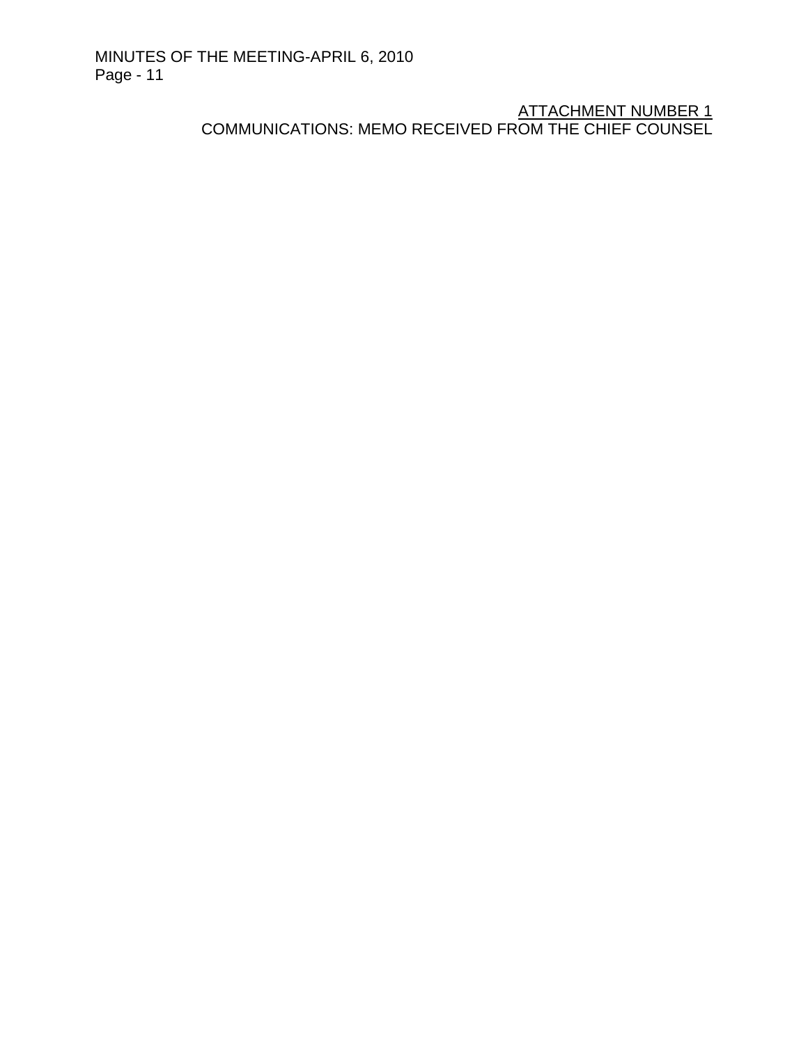ATTACHMENT NUMBER 1

COMMUNICATIONS: MEMO RECEIVED FROM THE CHIEF COUNSEL